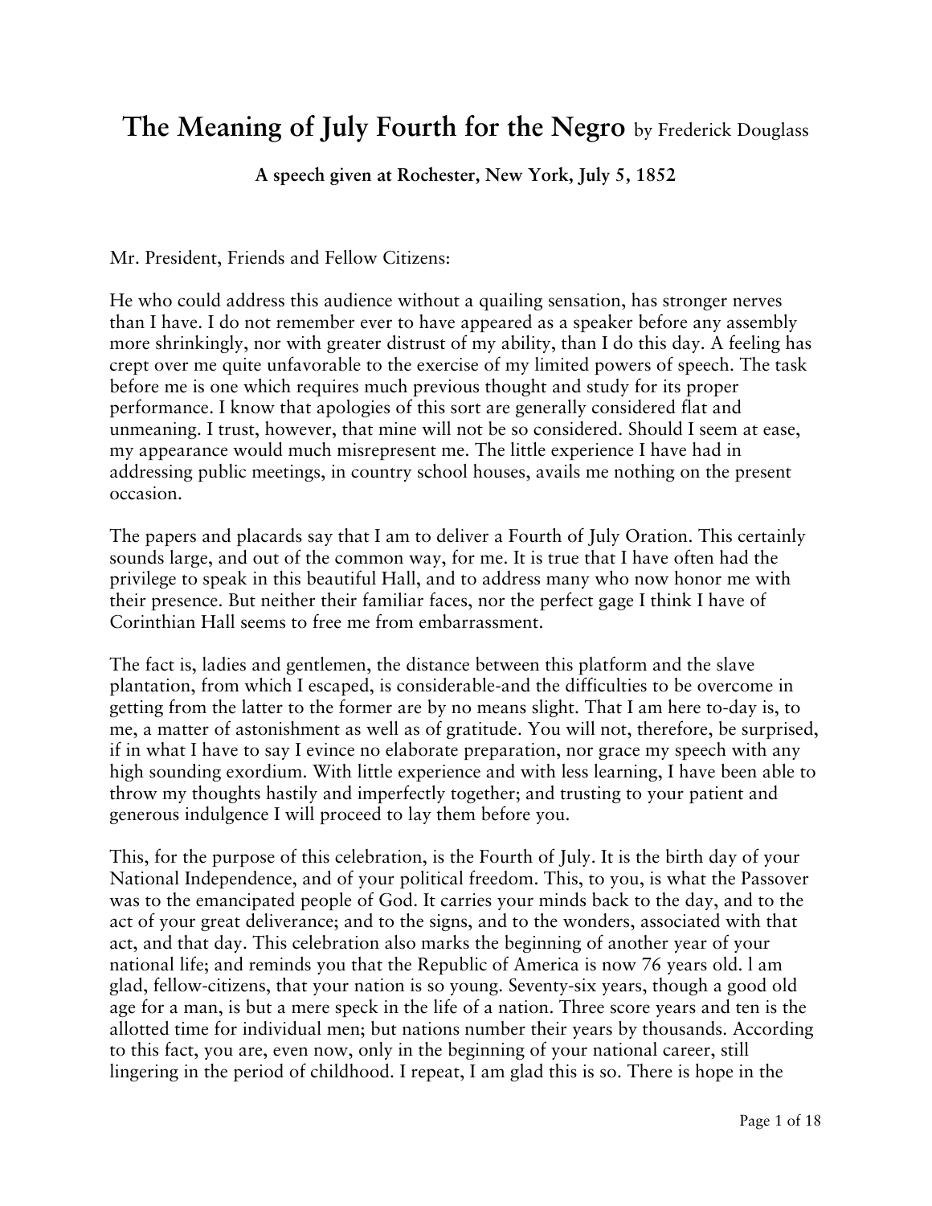# The Meaning of July Fourth for the Negro by Frederick Douglass

**A speech given at Rochester, New York, July 5, 1852**

Mr. President, Friends and Fellow Citizens:

He who could address this audience without a quailing sensation, has stronger nerves than I have. I do not remember ever to have appeared as a speaker before any assembly more shrinkingly, nor with greater distrust of my ability, than I do this day. A feeling has crept over me quite unfavorable to the exercise of my limited powers of speech. The task before me is one which requires much previous thought and study for its proper performance. I know that apologies of this sort are generally considered flat and unmeaning. I trust, however, that mine will not be so considered. Should I seem at ease, my appearance would much misrepresent me. The little experience I have had in addressing public meetings, in country school houses, avails me nothing on the present occasion.

The papers and placards say that I am to deliver a Fourth of July Oration. This certainly sounds large, and out of the common way, for me. It is true that I have often had the privilege to speak in this beautiful Hall, and to address many who now honor me with their presence. But neither their familiar faces, nor the perfect gage I think I have of Corinthian Hall seems to free me from embarrassment.

The fact is, ladies and gentlemen, the distance between this platform and the slave plantation, from which I escaped, is considerable-and the difficulties to be overcome in getting from the latter to the former are by no means slight. That I am here to-day is, to me, a matter of astonishment as well as of gratitude. You will not, therefore, be surprised, if in what I have to say I evince no elaborate preparation, nor grace my speech with any high sounding exordium. With little experience and with less learning, I have been able to throw my thoughts hastily and imperfectly together; and trusting to your patient and generous indulgence I will proceed to lay them before you.

This, for the purpose of this celebration, is the Fourth of July. It is the birth day of your National Independence, and of your political freedom. This, to you, is what the Passover was to the emancipated people of God. It carries your minds back to the day, and to the act of your great deliverance; and to the signs, and to the wonders, associated with that act, and that day. This celebration also marks the beginning of another year of your national life; and reminds you that the Republic of America is now 76 years old. l am glad, fellow-citizens, that your nation is so young. Seventy-six years, though a good old age for a man, is but a mere speck in the life of a nation. Three score years and ten is the allotted time for individual men; but nations number their years by thousands. According to this fact, you are, even now, only in the beginning of your national career, still lingering in the period of childhood. I repeat, I am glad this is so. There is hope in the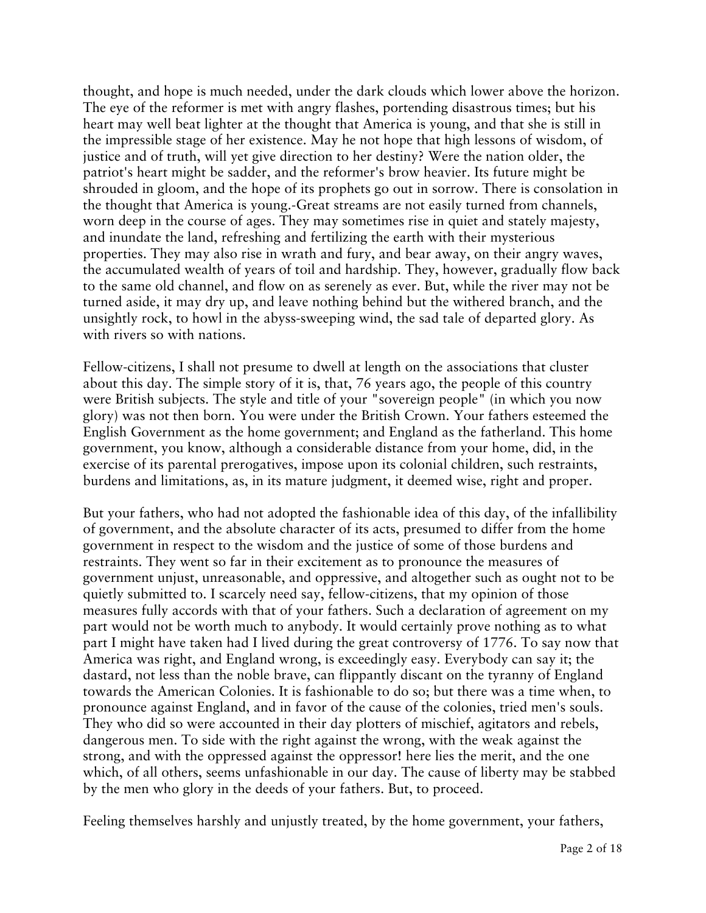thought, and hope is much needed, under the dark clouds which lower above the horizon. The eye of the reformer is met with angry flashes, portending disastrous times; but his heart may well beat lighter at the thought that America is young, and that she is still in the impressible stage of her existence. May he not hope that high lessons of wisdom, of justice and of truth, will yet give direction to her destiny? Were the nation older, the patriot's heart might be sadder, and the reformer's brow heavier. Its future might be shrouded in gloom, and the hope of its prophets go out in sorrow. There is consolation in the thought that America is young.-Great streams are not easily turned from channels, worn deep in the course of ages. They may sometimes rise in quiet and stately majesty, and inundate the land, refreshing and fertilizing the earth with their mysterious properties. They may also rise in wrath and fury, and bear away, on their angry waves, the accumulated wealth of years of toil and hardship. They, however, gradually flow back to the same old channel, and flow on as serenely as ever. But, while the river may not be turned aside, it may dry up, and leave nothing behind but the withered branch, and the unsightly rock, to howl in the abyss-sweeping wind, the sad tale of departed glory. As with rivers so with nations.

Fellow-citizens, I shall not presume to dwell at length on the associations that cluster about this day. The simple story of it is, that, 76 years ago, the people of this country were British subjects. The style and title of your "sovereign people" (in which you now glory) was not then born. You were under the British Crown. Your fathers esteemed the English Government as the home government; and England as the fatherland. This home government, you know, although a considerable distance from your home, did, in the exercise of its parental prerogatives, impose upon its colonial children, such restraints, burdens and limitations, as, in its mature judgment, it deemed wise, right and proper.

But your fathers, who had not adopted the fashionable idea of this day, of the infallibility of government, and the absolute character of its acts, presumed to differ from the home government in respect to the wisdom and the justice of some of those burdens and restraints. They went so far in their excitement as to pronounce the measures of government unjust, unreasonable, and oppressive, and altogether such as ought not to be quietly submitted to. I scarcely need say, fellow-citizens, that my opinion of those measures fully accords with that of your fathers. Such a declaration of agreement on my part would not be worth much to anybody. It would certainly prove nothing as to what part I might have taken had I lived during the great controversy of 1776. To say now that America was right, and England wrong, is exceedingly easy. Everybody can say it; the dastard, not less than the noble brave, can flippantly discant on the tyranny of England towards the American Colonies. It is fashionable to do so; but there was a time when, to pronounce against England, and in favor of the cause of the colonies, tried men's souls. They who did so were accounted in their day plotters of mischief, agitators and rebels, dangerous men. To side with the right against the wrong, with the weak against the strong, and with the oppressed against the oppressor! here lies the merit, and the one which, of all others, seems unfashionable in our day. The cause of liberty may be stabbed by the men who glory in the deeds of your fathers. But, to proceed.

Feeling themselves harshly and unjustly treated, by the home government, your fathers,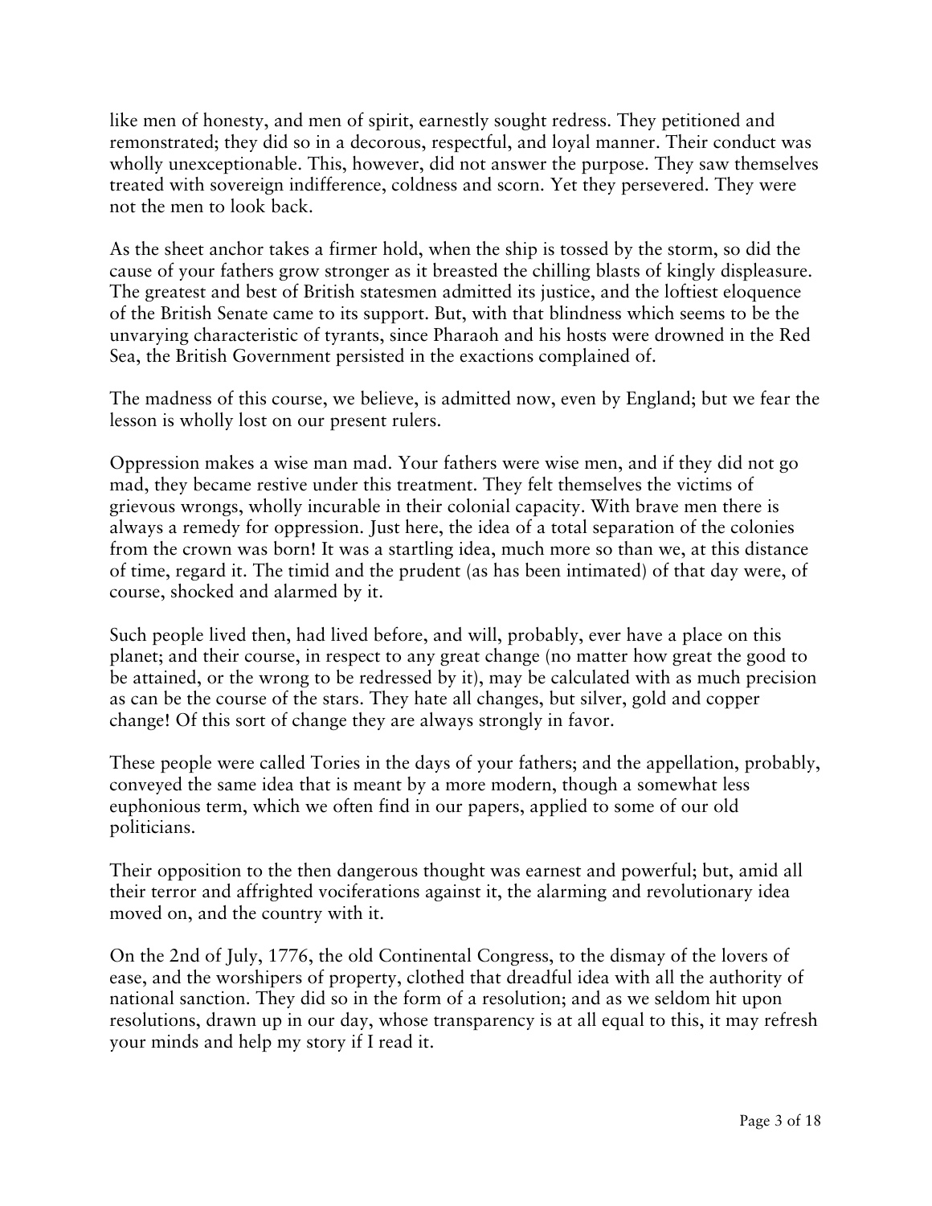like men of honesty, and men of spirit, earnestly sought redress. They petitioned and remonstrated; they did so in a decorous, respectful, and loyal manner. Their conduct was wholly unexceptionable. This, however, did not answer the purpose. They saw themselves treated with sovereign indifference, coldness and scorn. Yet they persevered. They were not the men to look back.

As the sheet anchor takes a firmer hold, when the ship is tossed by the storm, so did the cause of your fathers grow stronger as it breasted the chilling blasts of kingly displeasure. The greatest and best of British statesmen admitted its justice, and the loftiest eloquence of the British Senate came to its support. But, with that blindness which seems to be the unvarying characteristic of tyrants, since Pharaoh and his hosts were drowned in the Red Sea, the British Government persisted in the exactions complained of.

The madness of this course, we believe, is admitted now, even by England; but we fear the lesson is wholly lost on our present rulers.

Oppression makes a wise man mad. Your fathers were wise men, and if they did not go mad, they became restive under this treatment. They felt themselves the victims of grievous wrongs, wholly incurable in their colonial capacity. With brave men there is always a remedy for oppression. Just here, the idea of a total separation of the colonies from the crown was born! It was a startling idea, much more so than we, at this distance of time, regard it. The timid and the prudent (as has been intimated) of that day were, of course, shocked and alarmed by it.

Such people lived then, had lived before, and will, probably, ever have a place on this planet; and their course, in respect to any great change (no matter how great the good to be attained, or the wrong to be redressed by it), may be calculated with as much precision as can be the course of the stars. They hate all changes, but silver, gold and copper change! Of this sort of change they are always strongly in favor.

These people were called Tories in the days of your fathers; and the appellation, probably, conveyed the same idea that is meant by a more modern, though a somewhat less euphonious term, which we often find in our papers, applied to some of our old politicians.

Their opposition to the then dangerous thought was earnest and powerful; but, amid all their terror and affrighted vociferations against it, the alarming and revolutionary idea moved on, and the country with it.

On the 2nd of July, 1776, the old Continental Congress, to the dismay of the lovers of ease, and the worshipers of property, clothed that dreadful idea with all the authority of national sanction. They did so in the form of a resolution; and as we seldom hit upon resolutions, drawn up in our day, whose transparency is at all equal to this, it may refresh your minds and help my story if I read it.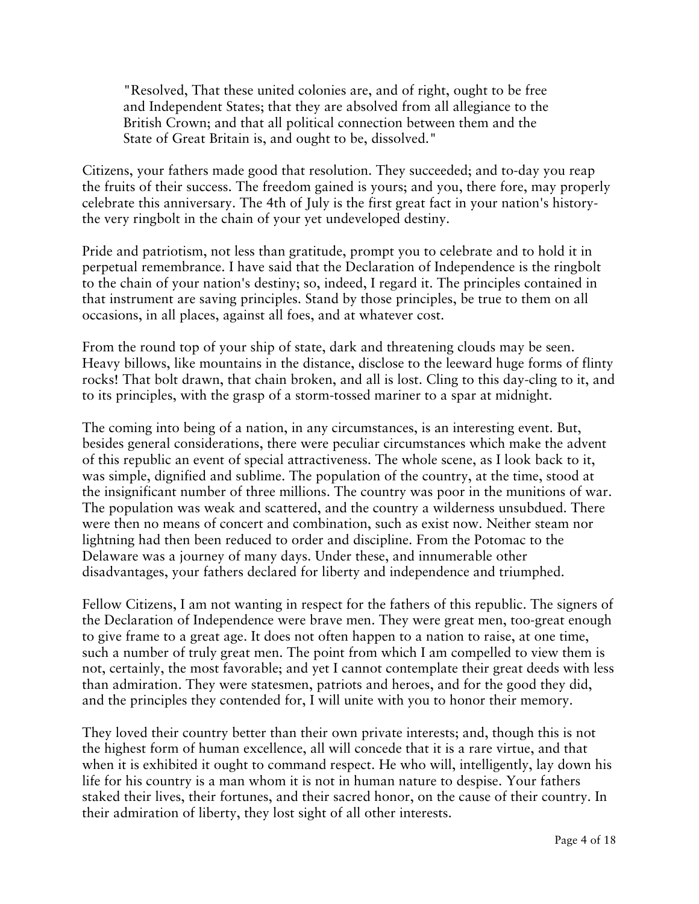> "Resolved, That these united colonies are, and of right, ought to be free and Independent States; that they are absolved from all allegiance to the British Crown; and that all political connection between them and the State of Great Britain is, and ought to be, dissolved."

Citizens, your fathers made good that resolution. They succeeded; and to-day you reap the fruits of their success. The freedom gained is yours; and you, there fore, may properly celebrate this anniversary. The 4th of July is the first great fact in your nation's history-the very ringbolt in the chain of your yet undeveloped destiny.

Pride and patriotism, not less than gratitude, prompt you to celebrate and to hold it in perpetual remembrance. I have said that the Declaration of Independence is the ringbolt to the chain of your nation's destiny; so, indeed, I regard it. The principles contained in that instrument are saving principles. Stand by those principles, be true to them on all occasions, in all places, against all foes, and at whatever cost.

From the round top of your ship of state, dark and threatening clouds may be seen. Heavy billows, like mountains in the distance, disclose to the leeward huge forms of flinty rocks! That bolt drawn, that chain broken, and all is lost. Cling to this day-cling to it, and to its principles, with the grasp of a storm-tossed mariner to a spar at midnight.

The coming into being of a nation, in any circumstances, is an interesting event. But, besides general considerations, there were peculiar circumstances which make the advent of this republic an event of special attractiveness. The whole scene, as I look back to it, was simple, dignified and sublime. The population of the country, at the time, stood at the insignificant number of three millions. The country was poor in the munitions of war. The population was weak and scattered, and the country a wilderness unsubdued. There were then no means of concert and combination, such as exist now. Neither steam nor lightning had then been reduced to order and discipline. From the Potomac to the Delaware was a journey of many days. Under these, and innumerable other disadvantages, your fathers declared for liberty and independence and triumphed.

Fellow Citizens, I am not wanting in respect for the fathers of this republic. The signers of the Declaration of Independence were brave men. They were great men, too-great enough to give frame to a great age. It does not often happen to a nation to raise, at one time, such a number of truly great men. The point from which I am compelled to view them is not, certainly, the most favorable; and yet I cannot contemplate their great deeds with less than admiration. They were statesmen, patriots and heroes, and for the good they did, and the principles they contended for, I will unite with you to honor their memory.

They loved their country better than their own private interests; and, though this is not the highest form of human excellence, all will concede that it is a rare virtue, and that when it is exhibited it ought to command respect. He who will, intelligently, lay down his life for his country is a man whom it is not in human nature to despise. Your fathers staked their lives, their fortunes, and their sacred honor, on the cause of their country. In their admiration of liberty, they lost sight of all other interests.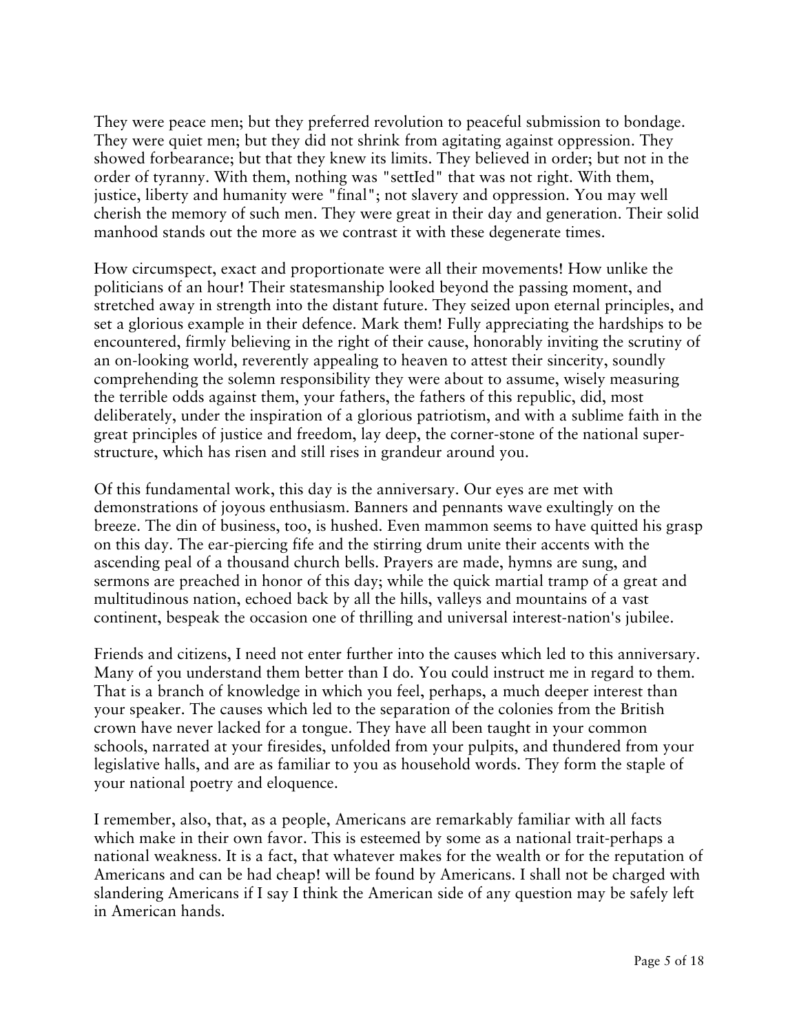They were peace men; but they preferred revolution to peaceful submission to bondage. They were quiet men; but they did not shrink from agitating against oppression. They showed forbearance; but that they knew its limits. They believed in order; but not in the order of tyranny. With them, nothing was "settled" that was not right. With them, justice, liberty and humanity were "final"; not slavery and oppression. You may well cherish the memory of such men. They were great in their day and generation. Their solid manhood stands out the more as we contrast it with these degenerate times.

How circumspect, exact and proportionate were all their movements! How unlike the politicians of an hour! Their statesmanship looked beyond the passing moment, and stretched away in strength into the distant future. They seized upon eternal principles, and set a glorious example in their defence. Mark them! Fully appreciating the hardships to be encountered, firmly believing in the right of their cause, honorably inviting the scrutiny of an on-looking world, reverently appealing to heaven to attest their sincerity, soundly comprehending the solemn responsibility they were about to assume, wisely measuring the terrible odds against them, your fathers, the fathers of this republic, did, most deliberately, under the inspiration of a glorious patriotism, and with a sublime faith in the great principles of justice and freedom, lay deep, the corner-stone of the national super-structure, which has risen and still rises in grandeur around you.

Of this fundamental work, this day is the anniversary. Our eyes are met with demonstrations of joyous enthusiasm. Banners and pennants wave exultingly on the breeze. The din of business, too, is hushed. Even mammon seems to have quitted his grasp on this day. The ear-piercing fife and the stirring drum unite their accents with the ascending peal of a thousand church bells. Prayers are made, hymns are sung, and sermons are preached in honor of this day; while the quick martial tramp of a great and multitudinous nation, echoed back by all the hills, valleys and mountains of a vast continent, bespeak the occasion one of thrilling and universal interest-nation's jubilee.

Friends and citizens, I need not enter further into the causes which led to this anniversary. Many of you understand them better than I do. You could instruct me in regard to them. That is a branch of knowledge in which you feel, perhaps, a much deeper interest than your speaker. The causes which led to the separation of the colonies from the British crown have never lacked for a tongue. They have all been taught in your common schools, narrated at your firesides, unfolded from your pulpits, and thundered from your legislative halls, and are as familiar to you as household words. They form the staple of your national poetry and eloquence.

I remember, also, that, as a people, Americans are remarkably familiar with all facts which make in their own favor. This is esteemed by some as a national trait-perhaps a national weakness. It is a fact, that whatever makes for the wealth or for the reputation of Americans and can be had cheap! will be found by Americans. I shall not be charged with slandering Americans if I say I think the American side of any question may be safely left in American hands.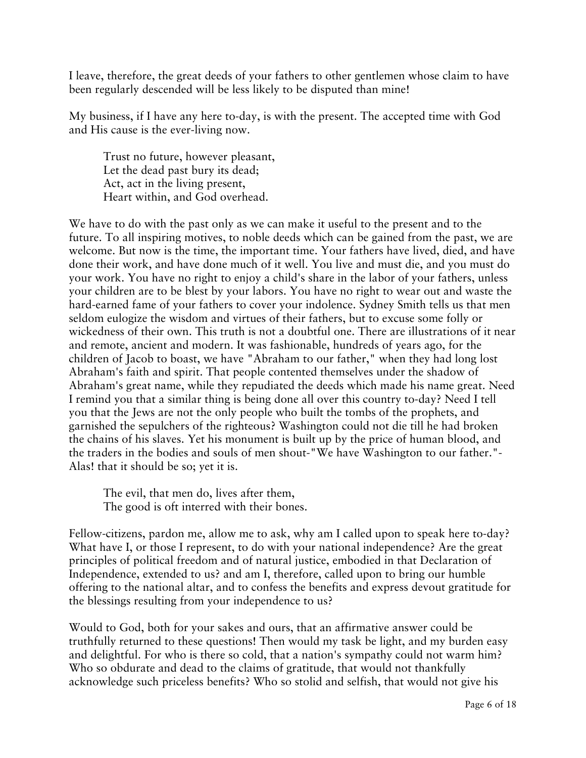I leave, therefore, the great deeds of your fathers to other gentlemen whose claim to have been regularly descended will be less likely to be disputed than mine!

My business, if I have any here to-day, is with the present. The accepted time with God and His cause is the ever-living now.

> Trust no future, however pleasant,
> Let the dead past bury its dead;
> Act, act in the living present,
> Heart within, and God overhead.

We have to do with the past only as we can make it useful to the present and to the future. To all inspiring motives, to noble deeds which can be gained from the past, we are welcome. But now is the time, the important time. Your fathers have lived, died, and have done their work, and have done much of it well. You live and must die, and you must do your work. You have no right to enjoy a child's share in the labor of your fathers, unless your children are to be blest by your labors. You have no right to wear out and waste the hard-earned fame of your fathers to cover your indolence. Sydney Smith tells us that men seldom eulogize the wisdom and virtues of their fathers, but to excuse some folly or wickedness of their own. This truth is not a doubtful one. There are illustrations of it near and remote, ancient and modern. It was fashionable, hundreds of years ago, for the children of Jacob to boast, we have "Abraham to our father," when they had long lost Abraham's faith and spirit. That people contented themselves under the shadow of Abraham's great name, while they repudiated the deeds which made his name great. Need I remind you that a similar thing is being done all over this country to-day? Need I tell you that the Jews are not the only people who built the tombs of the prophets, and garnished the sepulchers of the righteous? Washington could not die till he had broken the chains of his slaves. Yet his monument is built up by the price of human blood, and the traders in the bodies and souls of men shout-"We have Washington to our father."- Alas! that it should be so; yet it is.

> The evil, that men do, lives after them,
> The good is oft interred with their bones.

Fellow-citizens, pardon me, allow me to ask, why am I called upon to speak here to-day? What have I, or those I represent, to do with your national independence? Are the great principles of political freedom and of natural justice, embodied in that Declaration of Independence, extended to us? and am I, therefore, called upon to bring our humble offering to the national altar, and to confess the benefits and express devout gratitude for the blessings resulting from your independence to us?

Would to God, both for your sakes and ours, that an affirmative answer could be truthfully returned to these questions! Then would my task be light, and my burden easy and delightful. For who is there so cold, that a nation's sympathy could not warm him? Who so obdurate and dead to the claims of gratitude, that would not thankfully acknowledge such priceless benefits? Who so stolid and selfish, that would not give his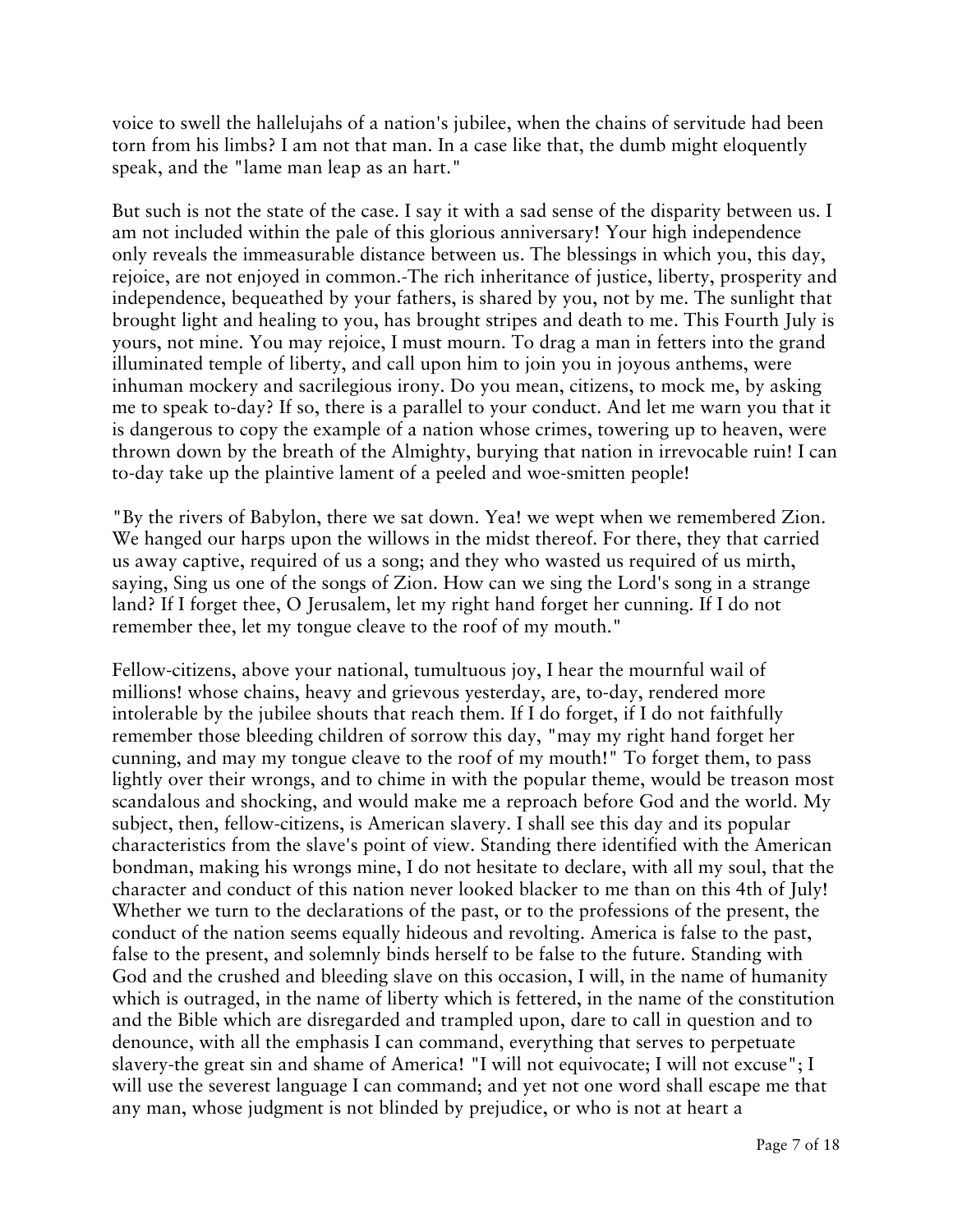voice to swell the hallelujahs of a nation's jubilee, when the chains of servitude had been torn from his limbs? I am not that man. In a case like that, the dumb might eloquently speak, and the "lame man leap as an hart."

But such is not the state of the case. I say it with a sad sense of the disparity between us. I am not included within the pale of this glorious anniversary! Your high independence only reveals the immeasurable distance between us. The blessings in which you, this day, rejoice, are not enjoyed in common.-The rich inheritance of justice, liberty, prosperity and independence, bequeathed by your fathers, is shared by you, not by me. The sunlight that brought light and healing to you, has brought stripes and death to me. This Fourth July is yours, not mine. You may rejoice, I must mourn. To drag a man in fetters into the grand illuminated temple of liberty, and call upon him to join you in joyous anthems, were inhuman mockery and sacrilegious irony. Do you mean, citizens, to mock me, by asking me to speak to-day? If so, there is a parallel to your conduct. And let me warn you that it is dangerous to copy the example of a nation whose crimes, towering up to heaven, were thrown down by the breath of the Almighty, burying that nation in irrevocable ruin! I can to-day take up the plaintive lament of a peeled and woe-smitten people!

"By the rivers of Babylon, there we sat down. Yea! we wept when we remembered Zion. We hanged our harps upon the willows in the midst thereof. For there, they that carried us away captive, required of us a song; and they who wasted us required of us mirth, saying, Sing us one of the songs of Zion. How can we sing the Lord's song in a strange land? If I forget thee, O Jerusalem, let my right hand forget her cunning. If I do not remember thee, let my tongue cleave to the roof of my mouth."

Fellow-citizens, above your national, tumultuous joy, I hear the mournful wail of millions! whose chains, heavy and grievous yesterday, are, to-day, rendered more intolerable by the jubilee shouts that reach them. If I do forget, if I do not faithfully remember those bleeding children of sorrow this day, "may my right hand forget her cunning, and may my tongue cleave to the roof of my mouth!" To forget them, to pass lightly over their wrongs, and to chime in with the popular theme, would be treason most scandalous and shocking, and would make me a reproach before God and the world. My subject, then, fellow-citizens, is American slavery. I shall see this day and its popular characteristics from the slave's point of view. Standing there identified with the American bondman, making his wrongs mine, I do not hesitate to declare, with all my soul, that the character and conduct of this nation never looked blacker to me than on this 4th of July! Whether we turn to the declarations of the past, or to the professions of the present, the conduct of the nation seems equally hideous and revolting. America is false to the past, false to the present, and solemnly binds herself to be false to the future. Standing with God and the crushed and bleeding slave on this occasion, I will, in the name of humanity which is outraged, in the name of liberty which is fettered, in the name of the constitution and the Bible which are disregarded and trampled upon, dare to call in question and to denounce, with all the emphasis I can command, everything that serves to perpetuate slavery-the great sin and shame of America! "I will not equivocate; I will not excuse"; I will use the severest language I can command; and yet not one word shall escape me that any man, whose judgment is not blinded by prejudice, or who is not at heart a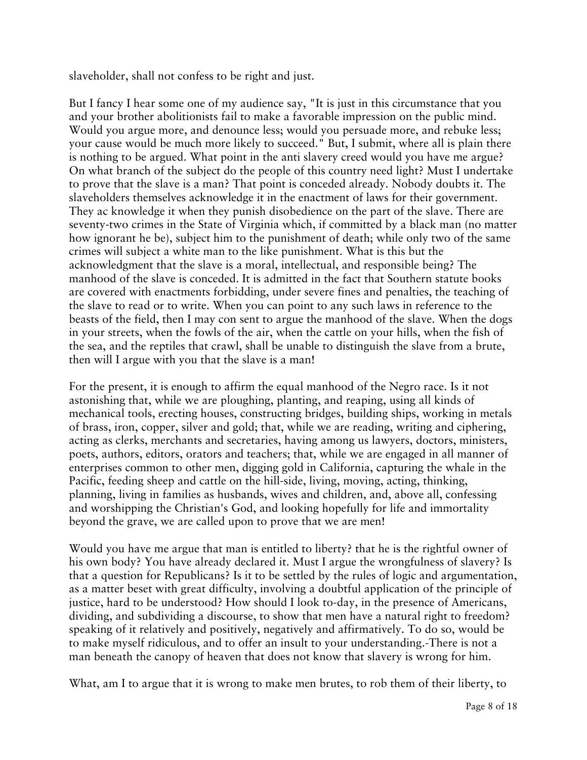slaveholder, shall not confess to be right and just.

But I fancy I hear some one of my audience say, "It is just in this circumstance that you and your brother abolitionists fail to make a favorable impression on the public mind. Would you argue more, and denounce less; would you persuade more, and rebuke less; your cause would be much more likely to succeed." But, I submit, where all is plain there is nothing to be argued. What point in the anti slavery creed would you have me argue? On what branch of the subject do the people of this country need light? Must I undertake to prove that the slave is a man? That point is conceded already. Nobody doubts it. The slaveholders themselves acknowledge it in the enactment of laws for their government. They ac knowledge it when they punish disobedience on the part of the slave. There are seventy-two crimes in the State of Virginia which, if committed by a black man (no matter how ignorant he be), subject him to the punishment of death; while only two of the same crimes will subject a white man to the like punishment. What is this but the acknowledgment that the slave is a moral, intellectual, and responsible being? The manhood of the slave is conceded. It is admitted in the fact that Southern statute books are covered with enactments forbidding, under severe fines and penalties, the teaching of the slave to read or to write. When you can point to any such laws in reference to the beasts of the field, then I may con sent to argue the manhood of the slave. When the dogs in your streets, when the fowls of the air, when the cattle on your hills, when the fish of the sea, and the reptiles that crawl, shall be unable to distinguish the slave from a brute, then will I argue with you that the slave is a man!

For the present, it is enough to affirm the equal manhood of the Negro race. Is it not astonishing that, while we are ploughing, planting, and reaping, using all kinds of mechanical tools, erecting houses, constructing bridges, building ships, working in metals of brass, iron, copper, silver and gold; that, while we are reading, writing and ciphering, acting as clerks, merchants and secretaries, having among us lawyers, doctors, ministers, poets, authors, editors, orators and teachers; that, while we are engaged in all manner of enterprises common to other men, digging gold in California, capturing the whale in the Pacific, feeding sheep and cattle on the hill-side, living, moving, acting, thinking, planning, living in families as husbands, wives and children, and, above all, confessing and worshipping the Christian's God, and looking hopefully for life and immortality beyond the grave, we are called upon to prove that we are men!

Would you have me argue that man is entitled to liberty? that he is the rightful owner of his own body? You have already declared it. Must I argue the wrongfulness of slavery? Is that a question for Republicans? Is it to be settled by the rules of logic and argumentation, as a matter beset with great difficulty, involving a doubtful application of the principle of justice, hard to be understood? How should I look to-day, in the presence of Americans, dividing, and subdividing a discourse, to show that men have a natural right to freedom? speaking of it relatively and positively, negatively and affirmatively. To do so, would be to make myself ridiculous, and to offer an insult to your understanding.-There is not a man beneath the canopy of heaven that does not know that slavery is wrong for him.

What, am I to argue that it is wrong to make men brutes, to rob them of their liberty, to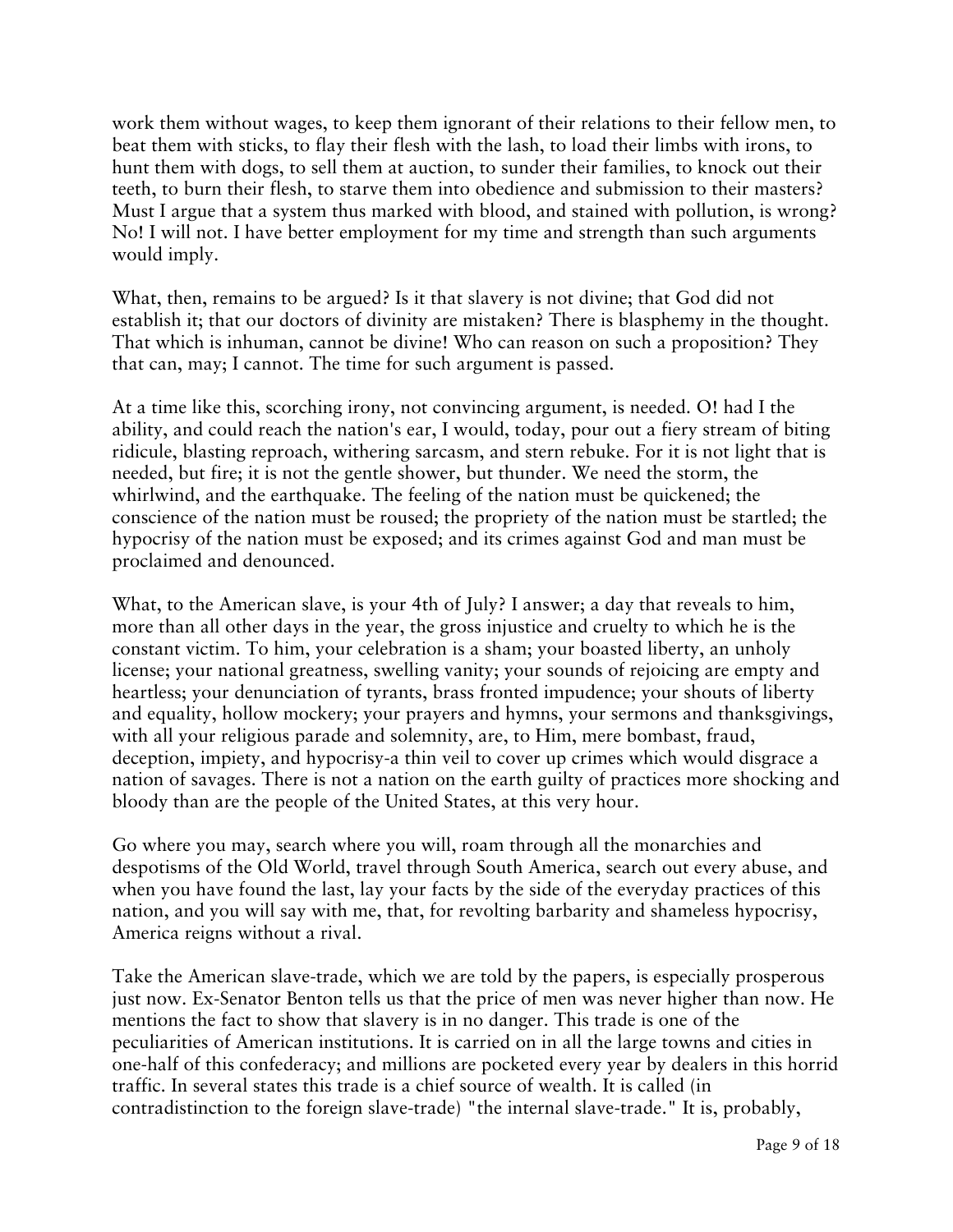work them without wages, to keep them ignorant of their relations to their fellow men, to beat them with sticks, to flay their flesh with the lash, to load their limbs with irons, to hunt them with dogs, to sell them at auction, to sunder their families, to knock out their teeth, to burn their flesh, to starve them into obedience and submission to their masters? Must I argue that a system thus marked with blood, and stained with pollution, is wrong? No! I will not. I have better employment for my time and strength than such arguments would imply.

What, then, remains to be argued? Is it that slavery is not divine; that God did not establish it; that our doctors of divinity are mistaken? There is blasphemy in the thought. That which is inhuman, cannot be divine! Who can reason on such a proposition? They that can, may; I cannot. The time for such argument is passed.

At a time like this, scorching irony, not convincing argument, is needed. O! had I the ability, and could reach the nation's ear, I would, today, pour out a fiery stream of biting ridicule, blasting reproach, withering sarcasm, and stern rebuke. For it is not light that is needed, but fire; it is not the gentle shower, but thunder. We need the storm, the whirlwind, and the earthquake. The feeling of the nation must be quickened; the conscience of the nation must be roused; the propriety of the nation must be startled; the hypocrisy of the nation must be exposed; and its crimes against God and man must be proclaimed and denounced.

What, to the American slave, is your 4th of July? I answer; a day that reveals to him, more than all other days in the year, the gross injustice and cruelty to which he is the constant victim. To him, your celebration is a sham; your boasted liberty, an unholy license; your national greatness, swelling vanity; your sounds of rejoicing are empty and heartless; your denunciation of tyrants, brass fronted impudence; your shouts of liberty and equality, hollow mockery; your prayers and hymns, your sermons and thanksgivings, with all your religious parade and solemnity, are, to Him, mere bombast, fraud, deception, impiety, and hypocrisy-a thin veil to cover up crimes which would disgrace a nation of savages. There is not a nation on the earth guilty of practices more shocking and bloody than are the people of the United States, at this very hour.

Go where you may, search where you will, roam through all the monarchies and despotisms of the Old World, travel through South America, search out every abuse, and when you have found the last, lay your facts by the side of the everyday practices of this nation, and you will say with me, that, for revolting barbarity and shameless hypocrisy, America reigns without a rival.

Take the American slave-trade, which we are told by the papers, is especially prosperous just now. Ex-Senator Benton tells us that the price of men was never higher than now. He mentions the fact to show that slavery is in no danger. This trade is one of the peculiarities of American institutions. It is carried on in all the large towns and cities in one-half of this confederacy; and millions are pocketed every year by dealers in this horrid traffic. In several states this trade is a chief source of wealth. It is called (in contradistinction to the foreign slave-trade) "the internal slave-trade." It is, probably,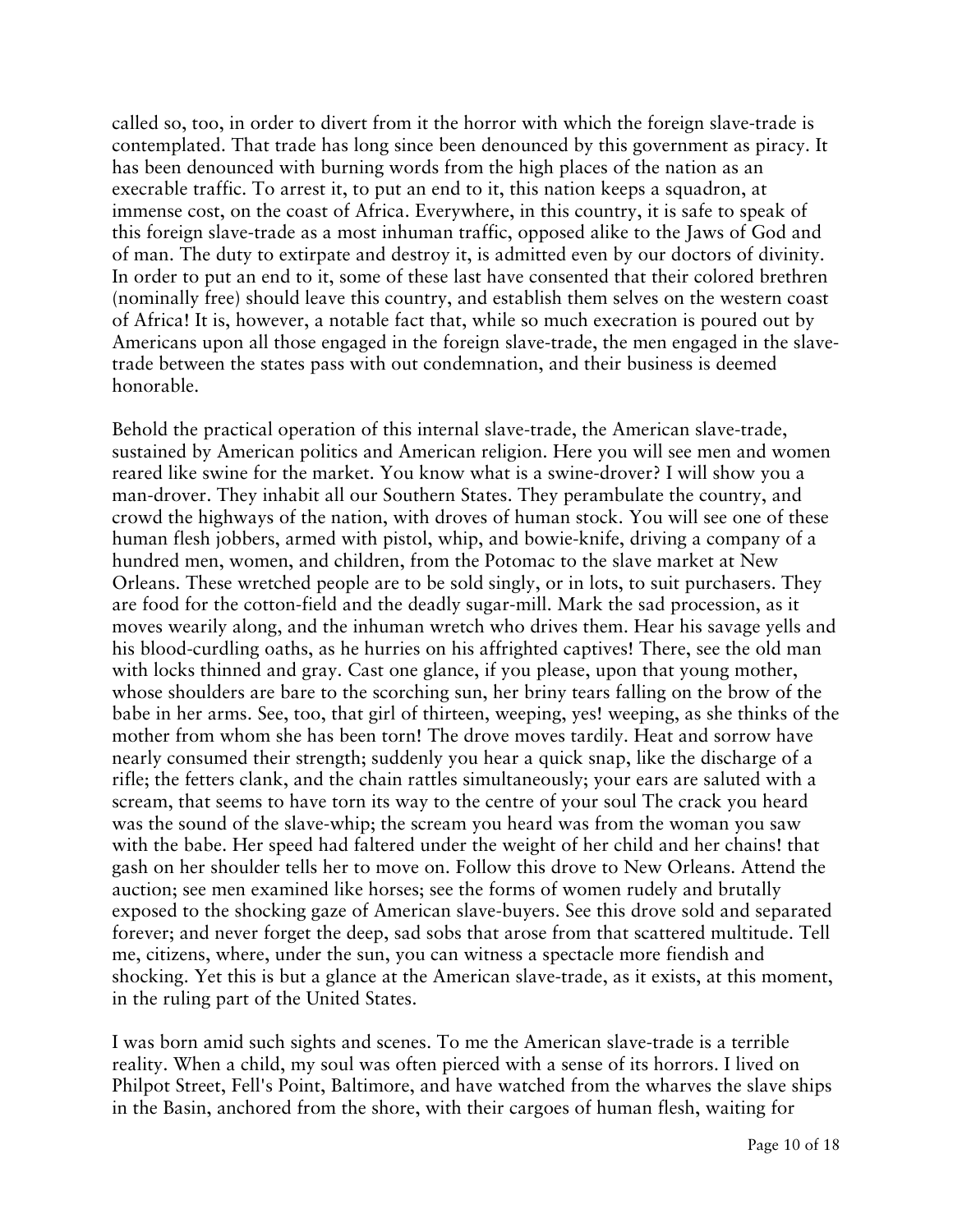called so, too, in order to divert from it the horror with which the foreign slave-trade is contemplated. That trade has long since been denounced by this government as piracy. It has been denounced with burning words from the high places of the nation as an execrable traffic. To arrest it, to put an end to it, this nation keeps a squadron, at immense cost, on the coast of Africa. Everywhere, in this country, it is safe to speak of this foreign slave-trade as a most inhuman traffic, opposed alike to the Jaws of God and of man. The duty to extirpate and destroy it, is admitted even by our doctors of divinity. In order to put an end to it, some of these last have consented that their colored brethren (nominally free) should leave this country, and establish them selves on the western coast of Africa! It is, however, a notable fact that, while so much execration is poured out by Americans upon all those engaged in the foreign slave-trade, the men engaged in the slave-trade between the states pass with out condemnation, and their business is deemed honorable.

Behold the practical operation of this internal slave-trade, the American slave-trade, sustained by American politics and American religion. Here you will see men and women reared like swine for the market. You know what is a swine-drover? I will show you a man-drover. They inhabit all our Southern States. They perambulate the country, and crowd the highways of the nation, with droves of human stock. You will see one of these human flesh jobbers, armed with pistol, whip, and bowie-knife, driving a company of a hundred men, women, and children, from the Potomac to the slave market at New Orleans. These wretched people are to be sold singly, or in lots, to suit purchasers. They are food for the cotton-field and the deadly sugar-mill. Mark the sad procession, as it moves wearily along, and the inhuman wretch who drives them. Hear his savage yells and his blood-curdling oaths, as he hurries on his affrighted captives! There, see the old man with locks thinned and gray. Cast one glance, if you please, upon that young mother, whose shoulders are bare to the scorching sun, her briny tears falling on the brow of the babe in her arms. See, too, that girl of thirteen, weeping, yes! weeping, as she thinks of the mother from whom she has been torn! The drove moves tardily. Heat and sorrow have nearly consumed their strength; suddenly you hear a quick snap, like the discharge of a rifle; the fetters clank, and the chain rattles simultaneously; your ears are saluted with a scream, that seems to have torn its way to the centre of your soul The crack you heard was the sound of the slave-whip; the scream you heard was from the woman you saw with the babe. Her speed had faltered under the weight of her child and her chains! that gash on her shoulder tells her to move on. Follow this drove to New Orleans. Attend the auction; see men examined like horses; see the forms of women rudely and brutally exposed to the shocking gaze of American slave-buyers. See this drove sold and separated forever; and never forget the deep, sad sobs that arose from that scattered multitude. Tell me, citizens, where, under the sun, you can witness a spectacle more fiendish and shocking. Yet this is but a glance at the American slave-trade, as it exists, at this moment, in the ruling part of the United States.

I was born amid such sights and scenes. To me the American slave-trade is a terrible reality. When a child, my soul was often pierced with a sense of its horrors. I lived on Philpot Street, Fell's Point, Baltimore, and have watched from the wharves the slave ships in the Basin, anchored from the shore, with their cargoes of human flesh, waiting for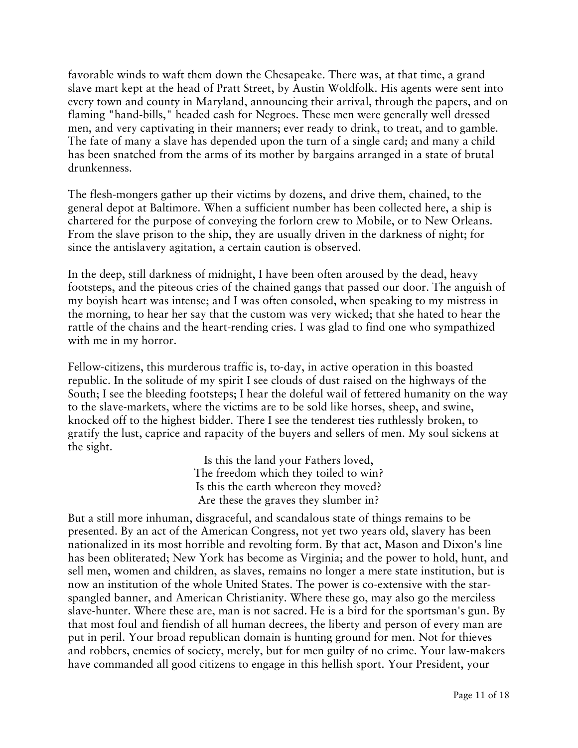favorable winds to waft them down the Chesapeake. There was, at that time, a grand slave mart kept at the head of Pratt Street, by Austin Woldfolk. His agents were sent into every town and county in Maryland, announcing their arrival, through the papers, and on flaming "hand-bills," headed cash for Negroes. These men were generally well dressed men, and very captivating in their manners; ever ready to drink, to treat, and to gamble. The fate of many a slave has depended upon the turn of a single card; and many a child has been snatched from the arms of its mother by bargains arranged in a state of brutal drunkenness.

The flesh-mongers gather up their victims by dozens, and drive them, chained, to the general depot at Baltimore. When a sufficient number has been collected here, a ship is chartered for the purpose of conveying the forlorn crew to Mobile, or to New Orleans. From the slave prison to the ship, they are usually driven in the darkness of night; for since the antislavery agitation, a certain caution is observed.

In the deep, still darkness of midnight, I have been often aroused by the dead, heavy footsteps, and the piteous cries of the chained gangs that passed our door. The anguish of my boyish heart was intense; and I was often consoled, when speaking to my mistress in the morning, to hear her say that the custom was very wicked; that she hated to hear the rattle of the chains and the heart-rending cries. I was glad to find one who sympathized with me in my horror.

Fellow-citizens, this murderous traffic is, to-day, in active operation in this boasted republic. In the solitude of my spirit I see clouds of dust raised on the highways of the South; I see the bleeding footsteps; I hear the doleful wail of fettered humanity on the way to the slave-markets, where the victims are to be sold like horses, sheep, and swine, knocked off to the highest bidder. There I see the tenderest ties ruthlessly broken, to gratify the lust, caprice and rapacity of the buyers and sellers of men. My soul sickens at the sight.

> Is this the land your Fathers loved,
> The freedom which they toiled to win?
> Is this the earth whereon they moved?
> Are these the graves they slumber in?

But a still more inhuman, disgraceful, and scandalous state of things remains to be presented. By an act of the American Congress, not yet two years old, slavery has been nationalized in its most horrible and revolting form. By that act, Mason and Dixon's line has been obliterated; New York has become as Virginia; and the power to hold, hunt, and sell men, women and children, as slaves, remains no longer a mere state institution, but is now an institution of the whole United States. The power is co-extensive with the star-spangled banner, and American Christianity. Where these go, may also go the merciless slave-hunter. Where these are, man is not sacred. He is a bird for the sportsman's gun. By that most foul and fiendish of all human decrees, the liberty and person of every man are put in peril. Your broad republican domain is hunting ground for men. Not for thieves and robbers, enemies of society, merely, but for men guilty of no crime. Your law-makers have commanded all good citizens to engage in this hellish sport. Your President, your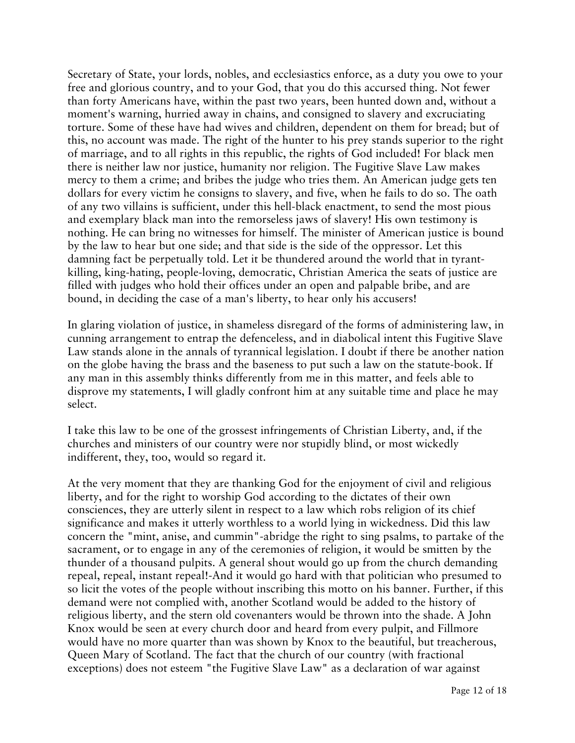Secretary of State, your lords, nobles, and ecclesiastics enforce, as a duty you owe to your free and glorious country, and to your God, that you do this accursed thing. Not fewer than forty Americans have, within the past two years, been hunted down and, without a moment's warning, hurried away in chains, and consigned to slavery and excruciating torture. Some of these have had wives and children, dependent on them for bread; but of this, no account was made. The right of the hunter to his prey stands superior to the right of marriage, and to all rights in this republic, the rights of God included! For black men there is neither law nor justice, humanity nor religion. The Fugitive Slave Law makes mercy to them a crime; and bribes the judge who tries them. An American judge gets ten dollars for every victim he consigns to slavery, and five, when he fails to do so. The oath of any two villains is sufficient, under this hell-black enactment, to send the most pious and exemplary black man into the remorseless jaws of slavery! His own testimony is nothing. He can bring no witnesses for himself. The minister of American justice is bound by the law to hear but one side; and that side is the side of the oppressor. Let this damning fact be perpetually told. Let it be thundered around the world that in tyrant-killing, king-hating, people-loving, democratic, Christian America the seats of justice are filled with judges who hold their offices under an open and palpable bribe, and are bound, in deciding the case of a man's liberty, to hear only his accusers!

In glaring violation of justice, in shameless disregard of the forms of administering law, in cunning arrangement to entrap the defenceless, and in diabolical intent this Fugitive Slave Law stands alone in the annals of tyrannical legislation. I doubt if there be another nation on the globe having the brass and the baseness to put such a law on the statute-book. If any man in this assembly thinks differently from me in this matter, and feels able to disprove my statements, I will gladly confront him at any suitable time and place he may select.

I take this law to be one of the grossest infringements of Christian Liberty, and, if the churches and ministers of our country were nor stupidly blind, or most wickedly indifferent, they, too, would so regard it.

At the very moment that they are thanking God for the enjoyment of civil and religious liberty, and for the right to worship God according to the dictates of their own consciences, they are utterly silent in respect to a law which robs religion of its chief significance and makes it utterly worthless to a world lying in wickedness. Did this law concern the "mint, anise, and cummin"-abridge the right to sing psalms, to partake of the sacrament, or to engage in any of the ceremonies of religion, it would be smitten by the thunder of a thousand pulpits. A general shout would go up from the church demanding repeal, repeal, instant repeal!-And it would go hard with that politician who presumed to so licit the votes of the people without inscribing this motto on his banner. Further, if this demand were not complied with, another Scotland would be added to the history of religious liberty, and the stern old covenanters would be thrown into the shade. A John Knox would be seen at every church door and heard from every pulpit, and Fillmore would have no more quarter than was shown by Knox to the beautiful, but treacherous, Queen Mary of Scotland. The fact that the church of our country (with fractional exceptions) does not esteem "the Fugitive Slave Law" as a declaration of war against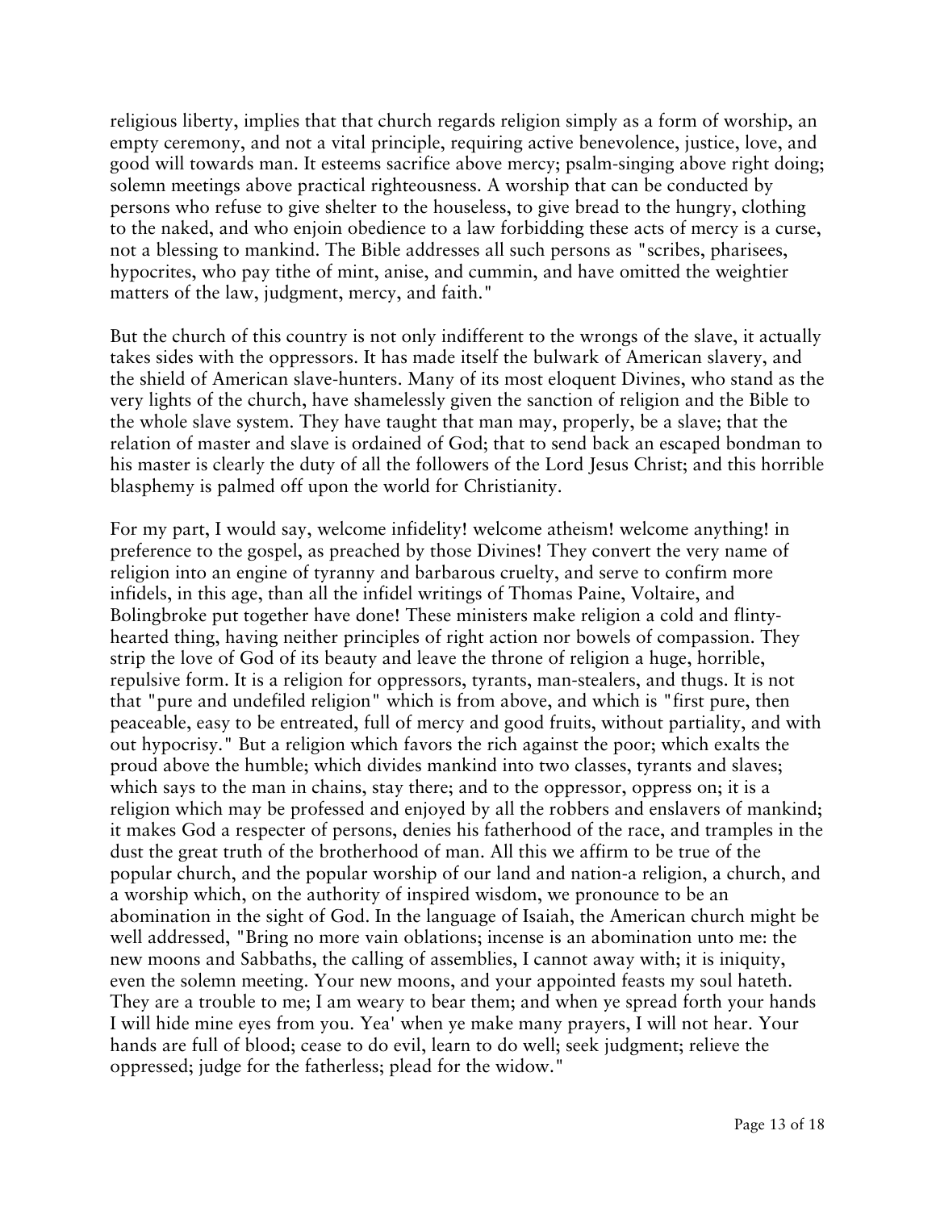religious liberty, implies that that church regards religion simply as a form of worship, an empty ceremony, and not a vital principle, requiring active benevolence, justice, love, and good will towards man. It esteems sacrifice above mercy; psalm-singing above right doing; solemn meetings above practical righteousness. A worship that can be conducted by persons who refuse to give shelter to the houseless, to give bread to the hungry, clothing to the naked, and who enjoin obedience to a law forbidding these acts of mercy is a curse, not a blessing to mankind. The Bible addresses all such persons as "scribes, pharisees, hypocrites, who pay tithe of mint, anise, and cummin, and have omitted the weightier matters of the law, judgment, mercy, and faith."

But the church of this country is not only indifferent to the wrongs of the slave, it actually takes sides with the oppressors. It has made itself the bulwark of American slavery, and the shield of American slave-hunters. Many of its most eloquent Divines, who stand as the very lights of the church, have shamelessly given the sanction of religion and the Bible to the whole slave system. They have taught that man may, properly, be a slave; that the relation of master and slave is ordained of God; that to send back an escaped bondman to his master is clearly the duty of all the followers of the Lord Jesus Christ; and this horrible blasphemy is palmed off upon the world for Christianity.

For my part, I would say, welcome infidelity! welcome atheism! welcome anything! in preference to the gospel, as preached by those Divines! They convert the very name of religion into an engine of tyranny and barbarous cruelty, and serve to confirm more infidels, in this age, than all the infidel writings of Thomas Paine, Voltaire, and Bolingbroke put together have done! These ministers make religion a cold and flinty-hearted thing, having neither principles of right action nor bowels of compassion. They strip the love of God of its beauty and leave the throne of religion a huge, horrible, repulsive form. It is a religion for oppressors, tyrants, man-stealers, and thugs. It is not that "pure and undefiled religion" which is from above, and which is "first pure, then peaceable, easy to be entreated, full of mercy and good fruits, without partiality, and with out hypocrisy." But a religion which favors the rich against the poor; which exalts the proud above the humble; which divides mankind into two classes, tyrants and slaves; which says to the man in chains, stay there; and to the oppressor, oppress on; it is a religion which may be professed and enjoyed by all the robbers and enslavers of mankind; it makes God a respecter of persons, denies his fatherhood of the race, and tramples in the dust the great truth of the brotherhood of man. All this we affirm to be true of the popular church, and the popular worship of our land and nation-a religion, a church, and a worship which, on the authority of inspired wisdom, we pronounce to be an abomination in the sight of God. In the language of Isaiah, the American church might be well addressed, "Bring no more vain oblations; incense is an abomination unto me: the new moons and Sabbaths, the calling of assemblies, I cannot away with; it is iniquity, even the solemn meeting. Your new moons, and your appointed feasts my soul hateth. They are a trouble to me; I am weary to bear them; and when ye spread forth your hands I will hide mine eyes from you. Yea' when ye make many prayers, I will not hear. Your hands are full of blood; cease to do evil, learn to do well; seek judgment; relieve the oppressed; judge for the fatherless; plead for the widow."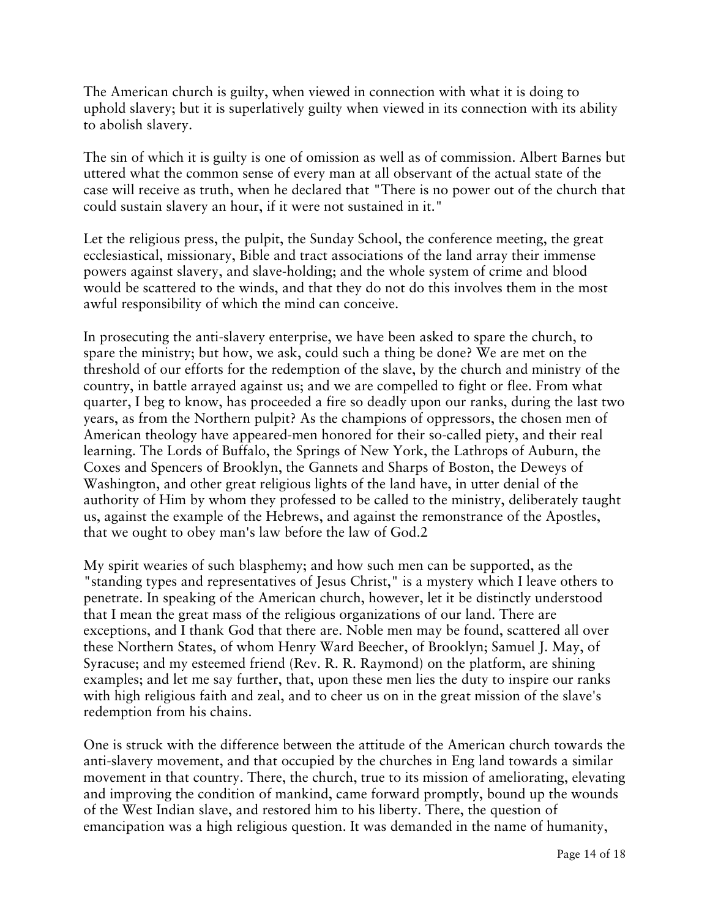The American church is guilty, when viewed in connection with what it is doing to uphold slavery; but it is superlatively guilty when viewed in its connection with its ability to abolish slavery.

The sin of which it is guilty is one of omission as well as of commission. Albert Barnes but uttered what the common sense of every man at all observant of the actual state of the case will receive as truth, when he declared that "There is no power out of the church that could sustain slavery an hour, if it were not sustained in it."

Let the religious press, the pulpit, the Sunday School, the conference meeting, the great ecclesiastical, missionary, Bible and tract associations of the land array their immense powers against slavery, and slave-holding; and the whole system of crime and blood would be scattered to the winds, and that they do not do this involves them in the most awful responsibility of which the mind can conceive.

In prosecuting the anti-slavery enterprise, we have been asked to spare the church, to spare the ministry; but how, we ask, could such a thing be done? We are met on the threshold of our efforts for the redemption of the slave, by the church and ministry of the country, in battle arrayed against us; and we are compelled to fight or flee. From what quarter, I beg to know, has proceeded a fire so deadly upon our ranks, during the last two years, as from the Northern pulpit? As the champions of oppressors, the chosen men of American theology have appeared-men honored for their so-called piety, and their real learning. The Lords of Buffalo, the Springs of New York, the Lathrops of Auburn, the Coxes and Spencers of Brooklyn, the Gannets and Sharps of Boston, the Deweys of Washington, and other great religious lights of the land have, in utter denial of the authority of Him by whom they professed to be called to the ministry, deliberately taught us, against the example of the Hebrews, and against the remonstrance of the Apostles, that we ought to obey man's law before the law of God.[2]

My spirit wearies of such blasphemy; and how such men can be supported, as the "standing types and representatives of Jesus Christ," is a mystery which I leave others to penetrate. In speaking of the American church, however, let it be distinctly understood that I mean the great mass of the religious organizations of our land. There are exceptions, and I thank God that there are. Noble men may be found, scattered all over these Northern States, of whom Henry Ward Beecher, of Brooklyn; Samuel J. May, of Syracuse; and my esteemed friend (Rev. R. R. Raymond) on the platform, are shining examples; and let me say further, that, upon these men lies the duty to inspire our ranks with high religious faith and zeal, and to cheer us on in the great mission of the slave's redemption from his chains.

One is struck with the difference between the attitude of the American church towards the anti-slavery movement, and that occupied by the churches in Eng land towards a similar movement in that country. There, the church, true to its mission of ameliorating, elevating and improving the condition of mankind, came forward promptly, bound up the wounds of the West Indian slave, and restored him to his liberty. There, the question of emancipation was a high religious question. It was demanded in the name of humanity,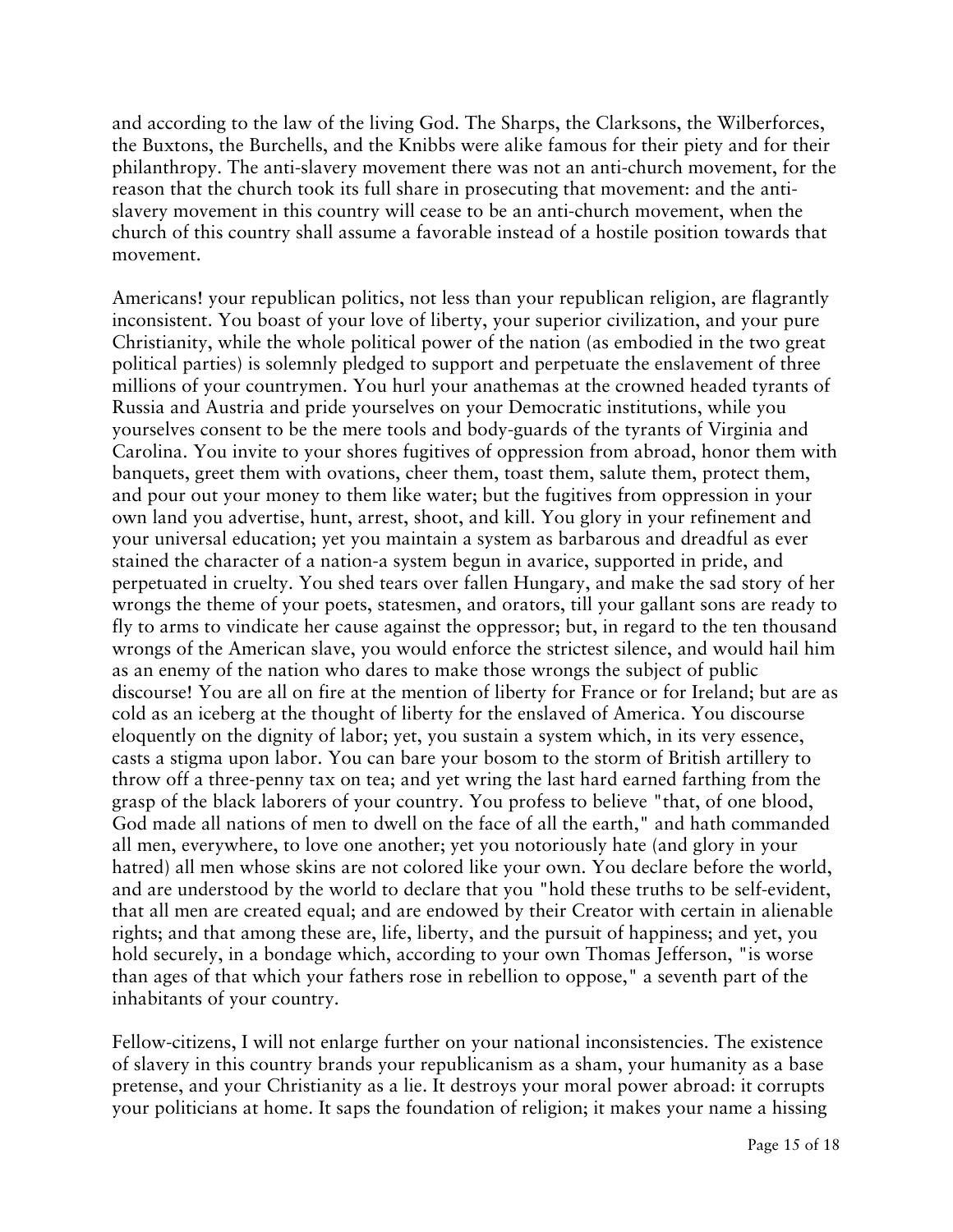and according to the law of the living God. The Sharps, the Clarksons, the Wilberforces, the Buxtons, the Burchells, and the Knibbs were alike famous for their piety and for their philanthropy. The anti-slavery movement there was not an anti-church movement, for the reason that the church took its full share in prosecuting that movement: and the anti-slavery movement in this country will cease to be an anti-church movement, when the church of this country shall assume a favorable instead of a hostile position towards that movement.

Americans! your republican politics, not less than your republican religion, are flagrantly inconsistent. You boast of your love of liberty, your superior civilization, and your pure Christianity, while the whole political power of the nation (as embodied in the two great political parties) is solemnly pledged to support and perpetuate the enslavement of three millions of your countrymen. You hurl your anathemas at the crowned headed tyrants of Russia and Austria and pride yourselves on your Democratic institutions, while you yourselves consent to be the mere tools and body-guards of the tyrants of Virginia and Carolina. You invite to your shores fugitives of oppression from abroad, honor them with banquets, greet them with ovations, cheer them, toast them, salute them, protect them, and pour out your money to them like water; but the fugitives from oppression in your own land you advertise, hunt, arrest, shoot, and kill. You glory in your refinement and your universal education; yet you maintain a system as barbarous and dreadful as ever stained the character of a nation-a system begun in avarice, supported in pride, and perpetuated in cruelty. You shed tears over fallen Hungary, and make the sad story of her wrongs the theme of your poets, statesmen, and orators, till your gallant sons are ready to fly to arms to vindicate her cause against the oppressor; but, in regard to the ten thousand wrongs of the American slave, you would enforce the strictest silence, and would hail him as an enemy of the nation who dares to make those wrongs the subject of public discourse! You are all on fire at the mention of liberty for France or for Ireland; but are as cold as an iceberg at the thought of liberty for the enslaved of America. You discourse eloquently on the dignity of labor; yet, you sustain a system which, in its very essence, casts a stigma upon labor. You can bare your bosom to the storm of British artillery to throw off a three-penny tax on tea; and yet wring the last hard earned farthing from the grasp of the black laborers of your country. You profess to believe "that, of one blood, God made all nations of men to dwell on the face of all the earth," and hath commanded all men, everywhere, to love one another; yet you notoriously hate (and glory in your hatred) all men whose skins are not colored like your own. You declare before the world, and are understood by the world to declare that you "hold these truths to be self-evident, that all men are created equal; and are endowed by their Creator with certain in alienable rights; and that among these are, life, liberty, and the pursuit of happiness; and yet, you hold securely, in a bondage which, according to your own Thomas Jefferson, "is worse than ages of that which your fathers rose in rebellion to oppose," a seventh part of the inhabitants of your country.

Fellow-citizens, I will not enlarge further on your national inconsistencies. The existence of slavery in this country brands your republicanism as a sham, your humanity as a base pretense, and your Christianity as a lie. It destroys your moral power abroad: it corrupts your politicians at home. It saps the foundation of religion; it makes your name a hissing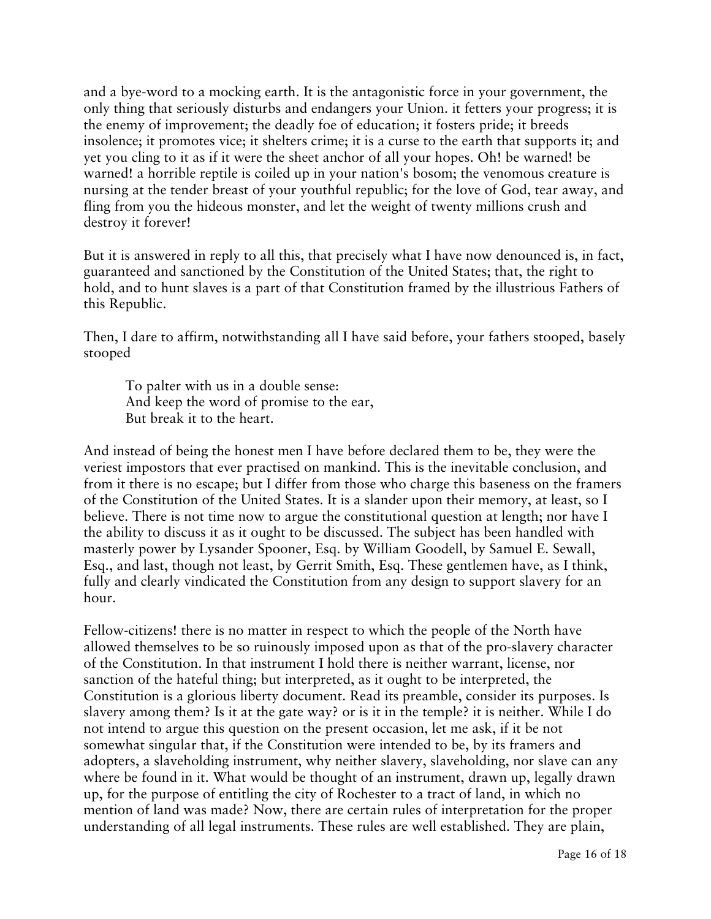and a bye-word to a mocking earth. It is the antagonistic force in your government, the only thing that seriously disturbs and endangers your Union. it fetters your progress; it is the enemy of improvement; the deadly foe of education; it fosters pride; it breeds insolence; it promotes vice; it shelters crime; it is a curse to the earth that supports it; and yet you cling to it as if it were the sheet anchor of all your hopes. Oh! be warned! be warned! a horrible reptile is coiled up in your nation's bosom; the venomous creature is nursing at the tender breast of your youthful republic; for the love of God, tear away, and fling from you the hideous monster, and let the weight of twenty millions crush and destroy it forever!

But it is answered in reply to all this, that precisely what I have now denounced is, in fact, guaranteed and sanctioned by the Constitution of the United States; that, the right to hold, and to hunt slaves is a part of that Constitution framed by the illustrious Fathers of this Republic.

Then, I dare to affirm, notwithstanding all I have said before, your fathers stooped, basely stooped

> To palter with us in a double sense:
> And keep the word of promise to the ear,
> But break it to the heart.

And instead of being the honest men I have before declared them to be, they were the veriest impostors that ever practised on mankind. This is the inevitable conclusion, and from it there is no escape; but I differ from those who charge this baseness on the framers of the Constitution of the United States. It is a slander upon their memory, at least, so I believe. There is not time now to argue the constitutional question at length; nor have I the ability to discuss it as it ought to be discussed. The subject has been handled with masterly power by Lysander Spooner, Esq. by William Goodell, by Samuel E. Sewall, Esq., and last, though not least, by Gerrit Smith, Esq. These gentlemen have, as I think, fully and clearly vindicated the Constitution from any design to support slavery for an hour.

Fellow-citizens! there is no matter in respect to which the people of the North have allowed themselves to be so ruinously imposed upon as that of the pro-slavery character of the Constitution. In that instrument I hold there is neither warrant, license, nor sanction of the hateful thing; but interpreted, as it ought to be interpreted, the Constitution is a glorious liberty document. Read its preamble, consider its purposes. Is slavery among them? Is it at the gate way? or is it in the temple? it is neither. While I do not intend to argue this question on the present occasion, let me ask, if it be not somewhat singular that, if the Constitution were intended to be, by its framers and adopters, a slaveholding instrument, why neither slavery, slaveholding, nor slave can any where be found in it. What would be thought of an instrument, drawn up, legally drawn up, for the purpose of entitling the city of Rochester to a tract of land, in which no mention of land was made? Now, there are certain rules of interpretation for the proper understanding of all legal instruments. These rules are well established. They are plain,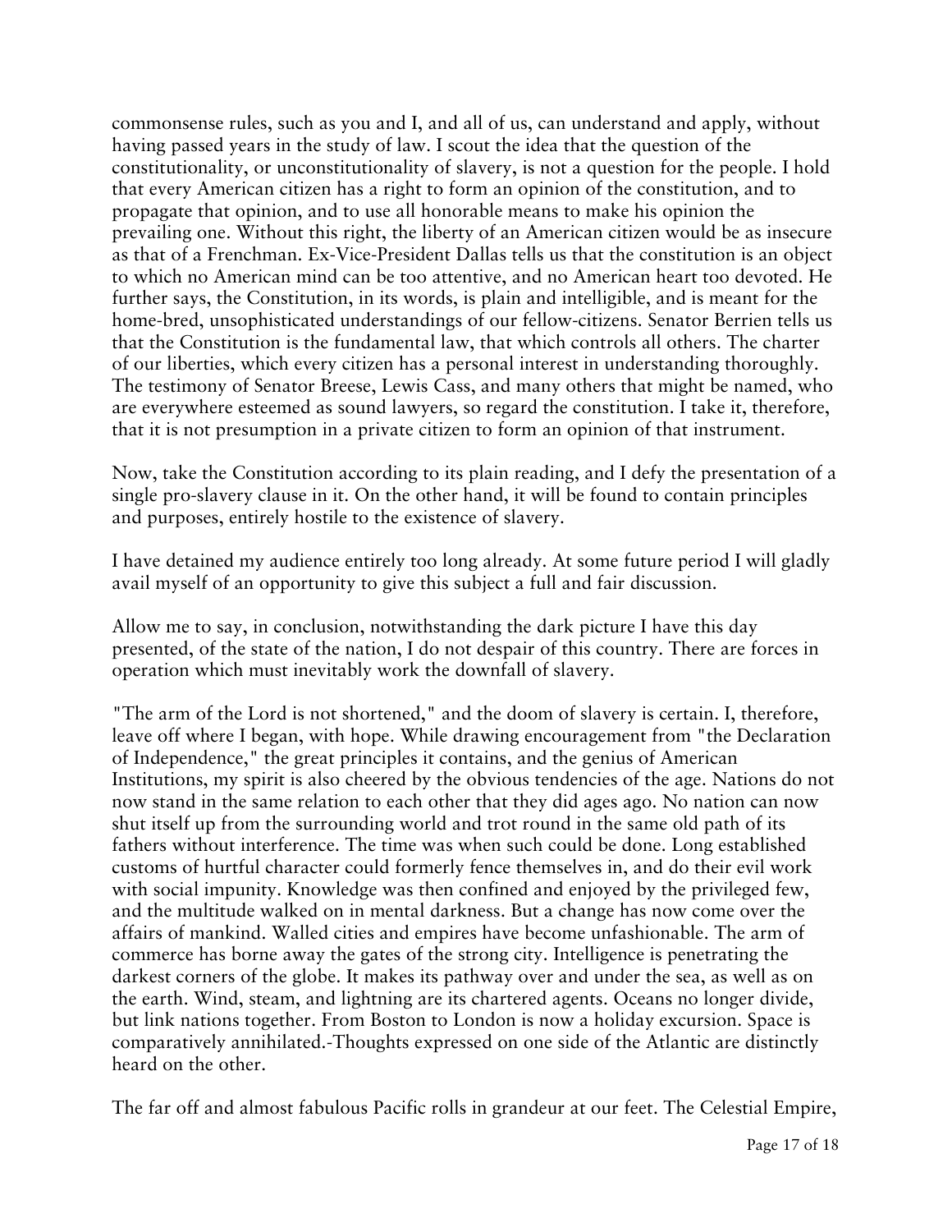commonsense rules, such as you and I, and all of us, can understand and apply, without having passed years in the study of law. I scout the idea that the question of the constitutionality, or unconstitutionality of slavery, is not a question for the people. I hold that every American citizen has a right to form an opinion of the constitution, and to propagate that opinion, and to use all honorable means to make his opinion the prevailing one. Without this right, the liberty of an American citizen would be as insecure as that of a Frenchman. Ex-Vice-President Dallas tells us that the constitution is an object to which no American mind can be too attentive, and no American heart too devoted. He further says, the Constitution, in its words, is plain and intelligible, and is meant for the home-bred, unsophisticated understandings of our fellow-citizens. Senator Berrien tells us that the Constitution is the fundamental law, that which controls all others. The charter of our liberties, which every citizen has a personal interest in understanding thoroughly. The testimony of Senator Breese, Lewis Cass, and many others that might be named, who are everywhere esteemed as sound lawyers, so regard the constitution. I take it, therefore, that it is not presumption in a private citizen to form an opinion of that instrument.

Now, take the Constitution according to its plain reading, and I defy the presentation of a single pro-slavery clause in it. On the other hand, it will be found to contain principles and purposes, entirely hostile to the existence of slavery.

I have detained my audience entirely too long already. At some future period I will gladly avail myself of an opportunity to give this subject a full and fair discussion.

Allow me to say, in conclusion, notwithstanding the dark picture I have this day presented, of the state of the nation, I do not despair of this country. There are forces in operation which must inevitably work the downfall of slavery.

"The arm of the Lord is not shortened," and the doom of slavery is certain. I, therefore, leave off where I began, with hope. While drawing encouragement from "the Declaration of Independence," the great principles it contains, and the genius of American Institutions, my spirit is also cheered by the obvious tendencies of the age. Nations do not now stand in the same relation to each other that they did ages ago. No nation can now shut itself up from the surrounding world and trot round in the same old path of its fathers without interference. The time was when such could be done. Long established customs of hurtful character could formerly fence themselves in, and do their evil work with social impunity. Knowledge was then confined and enjoyed by the privileged few, and the multitude walked on in mental darkness. But a change has now come over the affairs of mankind. Walled cities and empires have become unfashionable. The arm of commerce has borne away the gates of the strong city. Intelligence is penetrating the darkest corners of the globe. It makes its pathway over and under the sea, as well as on the earth. Wind, steam, and lightning are its chartered agents. Oceans no longer divide, but link nations together. From Boston to London is now a holiday excursion. Space is comparatively annihilated.-Thoughts expressed on one side of the Atlantic are distinctly heard on the other.

The far off and almost fabulous Pacific rolls in grandeur at our feet. The Celestial Empire,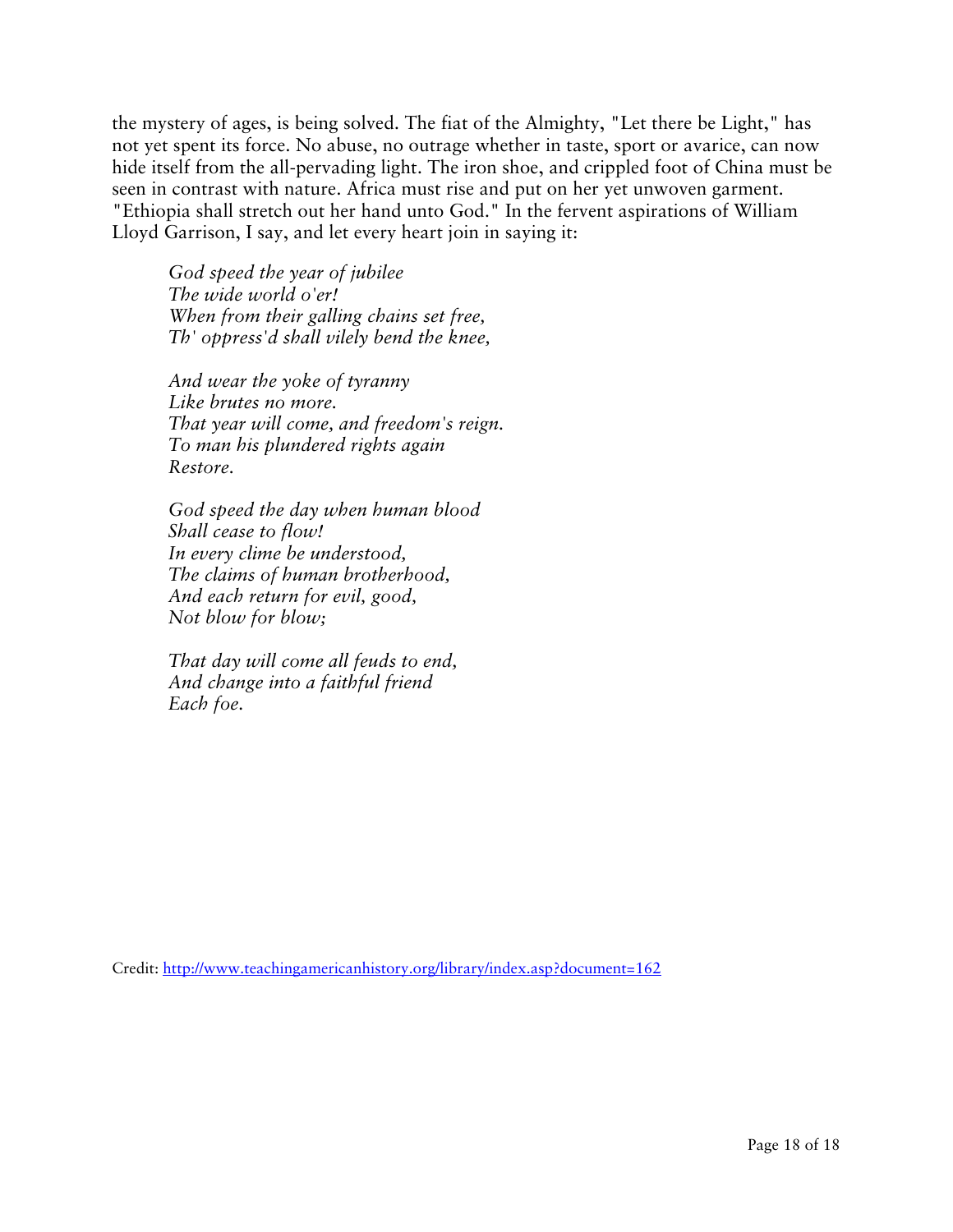the mystery of ages, is being solved. The fiat of the Almighty, "Let there be Light," has not yet spent its force. No abuse, no outrage whether in taste, sport or avarice, can now hide itself from the all-pervading light. The iron shoe, and crippled foot of China must be seen in contrast with nature. Africa must rise and put on her yet unwoven garment. "Ethiopia shall stretch out her hand unto God." In the fervent aspirations of William Lloyd Garrison, I say, and let every heart join in saying it:

*God speed the year of jubilee*  
*The wide world o'er!*  
*When from their galling chains set free,*  
*Th' oppress'd shall vilely bend the knee,*

*And wear the yoke of tyranny*  
*Like brutes no more.*  
*That year will come, and freedom's reign.*  
*To man his plundered rights again*  
*Restore.*

*God speed the day when human blood*  
*Shall cease to flow!*  
*In every clime be understood,*  
*The claims of human brotherhood,*  
*And each return for evil, good,*  
*Not blow for blow;*

*That day will come all feuds to end,*  
*And change into a faithful friend*  
*Each foe.*

Credit: http://www.teachingamericanhistory.org/library/index.asp?document=162